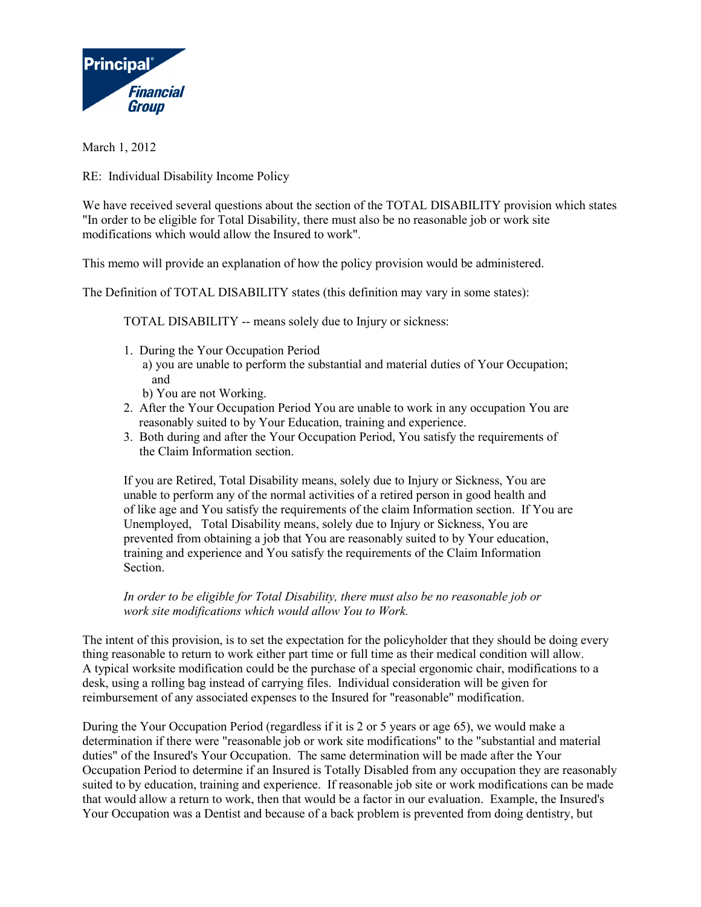March 1, 2012

RE: Individual Disability Income Policy

We have received several questions about the section of the TOTAL DISABILITY provision which states "In order to be eligible for Total Disability, there must also be no reasonable job or work site modifications which would allow the Insured to work".

This memo will provide an explanation of how the policy provision would be administered.

The Definition of TOTAL DISABILITY states (this definition may vary in some states):

> TOTAL DISABILITY -- means solely due to Injury or sickness:
>
> 1. During the Your Occupation Period
>    a) you are unable to perform the substantial and material duties of Your Occupation; and
>    b) You are not Working.
> 2. After the Your Occupation Period You are unable to work in any occupation You are reasonably suited to by Your Education, training and experience.
> 3. Both during and after the Your Occupation Period, You satisfy the requirements of the Claim Information section.
>
> If you are Retired, Total Disability means, solely due to Injury or Sickness, You are unable to perform any of the normal activities of a retired person in good health and of like age and You satisfy the requirements of the claim Information section. If You are Unemployed, Total Disability means, solely due to Injury or Sickness, You are prevented from obtaining a job that You are reasonably suited to by Your education, training and experience and You satisfy the requirements of the Claim Information Section.
>
> *In order to be eligible for Total Disability, there must also be no reasonable job or work site modifications which would allow You to Work.*

The intent of this provision, is to set the expectation for the policyholder that they should be doing every thing reasonable to return to work either part time or full time as their medical condition will allow. A typical worksite modification could be the purchase of a special ergonomic chair, modifications to a desk, using a rolling bag instead of carrying files. Individual consideration will be given for reimbursement of any associated expenses to the Insured for "reasonable" modification.

During the Your Occupation Period (regardless if it is 2 or 5 years or age 65), we would make a determination if there were "reasonable job or work site modifications" to the "substantial and material duties" of the Insured's Your Occupation. The same determination will be made after the Your Occupation Period to determine if an Insured is Totally Disabled from any occupation they are reasonably suited to by education, training and experience. If reasonable job site or work modifications can be made that would allow a return to work, then that would be a factor in our evaluation. Example, the Insured's Your Occupation was a Dentist and because of a back problem is prevented from doing dentistry, but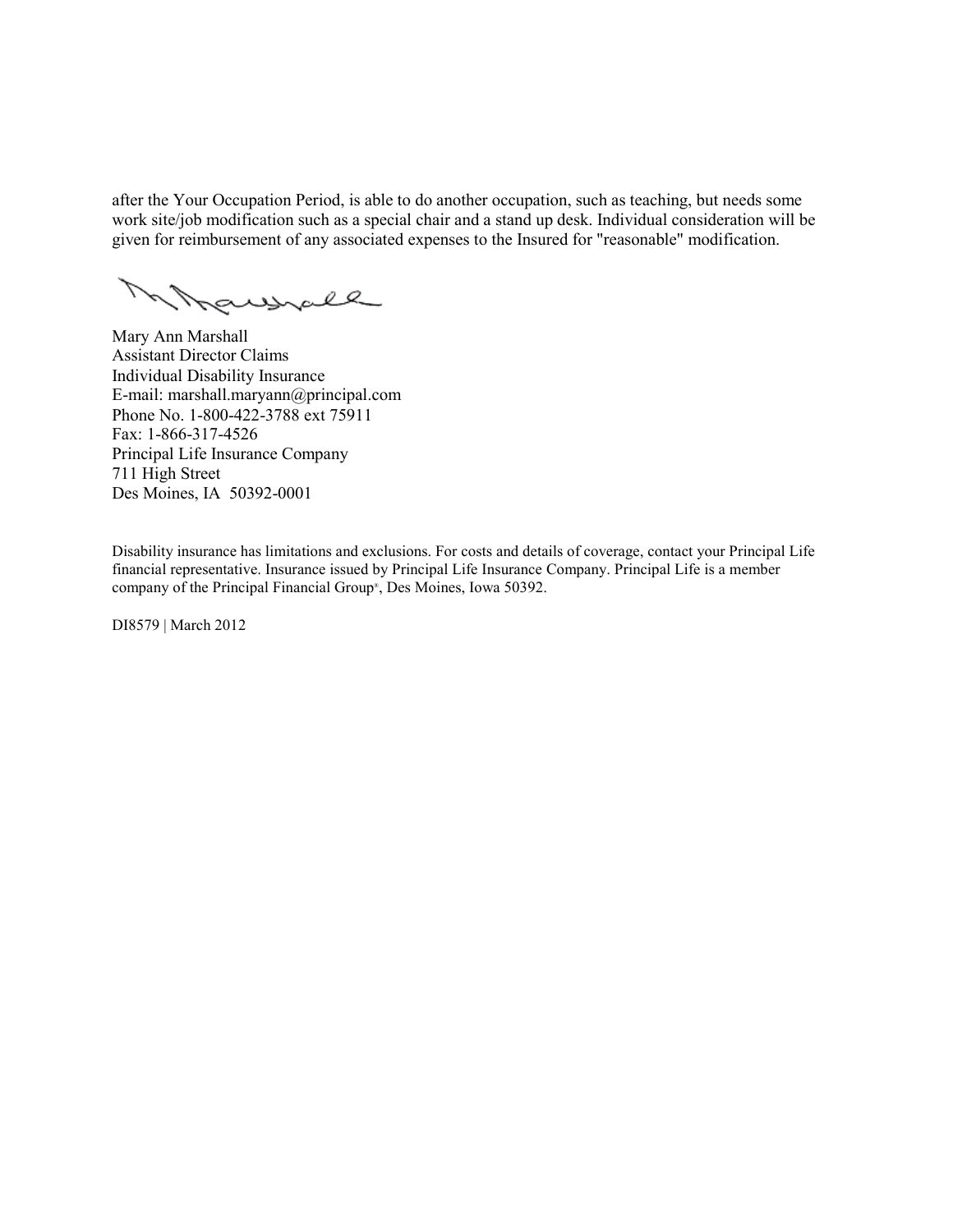after the Your Occupation Period, is able to do another occupation, such as teaching, but needs some work site/job modification such as a special chair and a stand up desk. Individual consideration will be given for reimbursement of any associated expenses to the Insured for "reasonable" modification.

Mary Ann Marshall
Assistant Director Claims
Individual Disability Insurance
E-mail: marshall.maryann@principal.com
Phone No. 1-800-422-3788 ext 75911
Fax: 1-866-317-4526
Principal Life Insurance Company
711 High Street
Des Moines, IA 50392-0001

Disability insurance has limitations and exclusions. For costs and details of coverage, contact your Principal Life financial representative. Insurance issued by Principal Life Insurance Company. Principal Life is a member company of the Principal Financial Group®, Des Moines, Iowa 50392.

DI8579 | March 2012